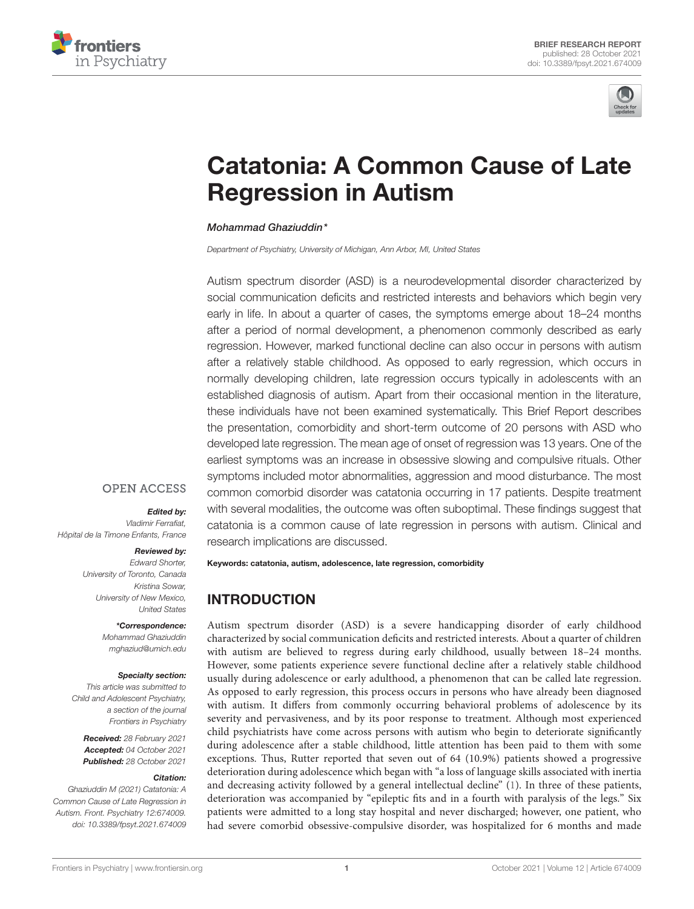BRIEF RESEARCH REPORT
published: 28 October 2021
doi: 10.3389/fpsyt.2021.674009

# Catatonia: A Common Cause of Late Regression in Autism

*Mohammad Ghaziuddin**

*Department of Psychiatry, University of Michigan, Ann Arbor, MI, United States*

Autism spectrum disorder (ASD) is a neurodevelopmental disorder characterized by social communication deficits and restricted interests and behaviors which begin very early in life. In about a quarter of cases, the symptoms emerge about 18–24 months after a period of normal development, a phenomenon commonly described as early regression. However, marked functional decline can also occur in persons with autism after a relatively stable childhood. As opposed to early regression, which occurs in normally developing children, late regression occurs typically in adolescents with an established diagnosis of autism. Apart from their occasional mention in the literature, these individuals have not been examined systematically. This Brief Report describes the presentation, comorbidity and short-term outcome of 20 persons with ASD who developed late regression. The mean age of onset of regression was 13 years. One of the earliest symptoms was an increase in obsessive slowing and compulsive rituals. Other symptoms included motor abnormalities, aggression and mood disturbance. The most common comorbid disorder was catatonia occurring in 17 patients. Despite treatment with several modalities, the outcome was often suboptimal. These findings suggest that catatonia is a common cause of late regression in persons with autism. Clinical and research implications are discussed.

**Keywords: catatonia, autism, adolescence, late regression, comorbidity**

OPEN ACCESS

***Edited by:***
*Vladimir Ferrafiat, Hôpital de la Timone Enfants, France*

***Reviewed by:***
*Edward Shorter, University of Toronto, Canada*
*Kristina Sowar, University of New Mexico, United States*

***\*Correspondence:***
*Mohammad Ghaziuddin*
*mghaziud@umich.edu*

***Specialty section:***
*This article was submitted to Child and Adolescent Psychiatry, a section of the journal Frontiers in Psychiatry*

***Received:*** *28 February 2021*
***Accepted:*** *04 October 2021*
***Published:*** *28 October 2021*

***Citation:***
*Ghaziuddin M (2021) Catatonia: A Common Cause of Late Regression in Autism. Front. Psychiatry 12:674009. doi: 10.3389/fpsyt.2021.674009*

## INTRODUCTION

Autism spectrum disorder (ASD) is a severe handicapping disorder of early childhood characterized by social communication deficits and restricted interests. About a quarter of children with autism are believed to regress during early childhood, usually between 18–24 months. However, some patients experience severe functional decline after a relatively stable childhood usually during adolescence or early adulthood, a phenomenon that can be called late regression. As opposed to early regression, this process occurs in persons who have already been diagnosed with autism. It differs from commonly occurring behavioral problems of adolescence by its severity and pervasiveness, and by its poor response to treatment. Although most experienced child psychiatrists have come across persons with autism who begin to deteriorate significantly during adolescence after a stable childhood, little attention has been paid to them with some exceptions. Thus, Rutter reported that seven out of 64 (10.9%) patients showed a progressive deterioration during adolescence which began with "a loss of language skills associated with inertia and decreasing activity followed by a general intellectual decline" (1). In three of these patients, deterioration was accompanied by "epileptic fits and in a fourth with paralysis of the legs." Six patients were admitted to a long stay hospital and never discharged; however, one patient, who had severe comorbid obsessive-compulsive disorder, was hospitalized for 6 months and made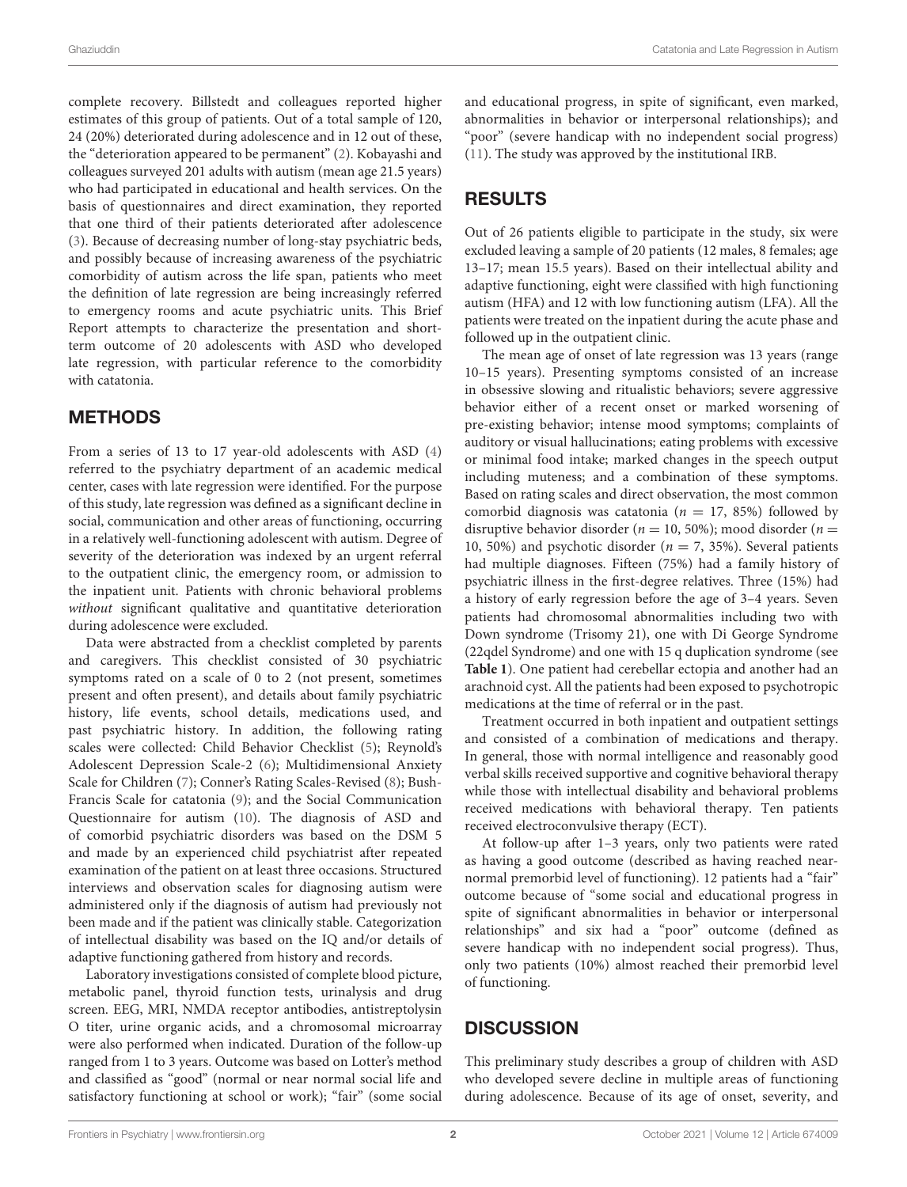complete recovery. Billstedt and colleagues reported higher estimates of this group of patients. Out of a total sample of 120, 24 (20%) deteriorated during adolescence and in 12 out of these, the "deterioration appeared to be permanent" (2). Kobayashi and colleagues surveyed 201 adults with autism (mean age 21.5 years) who had participated in educational and health services. On the basis of questionnaires and direct examination, they reported that one third of their patients deteriorated after adolescence (3). Because of decreasing number of long-stay psychiatric beds, and possibly because of increasing awareness of the psychiatric comorbidity of autism across the life span, patients who meet the definition of late regression are being increasingly referred to emergency rooms and acute psychiatric units. This Brief Report attempts to characterize the presentation and short-term outcome of 20 adolescents with ASD who developed late regression, with particular reference to the comorbidity with catatonia.

## METHODS

From a series of 13 to 17 year-old adolescents with ASD (4) referred to the psychiatry department of an academic medical center, cases with late regression were identified. For the purpose of this study, late regression was defined as a significant decline in social, communication and other areas of functioning, occurring in a relatively well-functioning adolescent with autism. Degree of severity of the deterioration was indexed by an urgent referral to the outpatient clinic, the emergency room, or admission to the inpatient unit. Patients with chronic behavioral problems *without* significant qualitative and quantitative deterioration during adolescence were excluded.

Data were abstracted from a checklist completed by parents and caregivers. This checklist consisted of 30 psychiatric symptoms rated on a scale of 0 to 2 (not present, sometimes present and often present), and details about family psychiatric history, life events, school details, medications used, and past psychiatric history. In addition, the following rating scales were collected: Child Behavior Checklist (5); Reynold's Adolescent Depression Scale-2 (6); Multidimensional Anxiety Scale for Children (7); Conner's Rating Scales-Revised (8); Bush-Francis Scale for catatonia (9); and the Social Communication Questionnaire for autism (10). The diagnosis of ASD and of comorbid psychiatric disorders was based on the DSM 5 and made by an experienced child psychiatrist after repeated examination of the patient on at least three occasions. Structured interviews and observation scales for diagnosing autism were administered only if the diagnosis of autism had previously not been made and if the patient was clinically stable. Categorization of intellectual disability was based on the IQ and/or details of adaptive functioning gathered from history and records.

Laboratory investigations consisted of complete blood picture, metabolic panel, thyroid function tests, urinalysis and drug screen. EEG, MRI, NMDA receptor antibodies, antistreptolysin O titer, urine organic acids, and a chromosomal microarray were also performed when indicated. Duration of the follow-up ranged from 1 to 3 years. Outcome was based on Lotter's method and classified as "good" (normal or near normal social life and satisfactory functioning at school or work); "fair" (some social and educational progress, in spite of significant, even marked, abnormalities in behavior or interpersonal relationships); and "poor" (severe handicap with no independent social progress) (11). The study was approved by the institutional IRB.

## RESULTS

Out of 26 patients eligible to participate in the study, six were excluded leaving a sample of 20 patients (12 males, 8 females; age 13–17; mean 15.5 years). Based on their intellectual ability and adaptive functioning, eight were classified with high functioning autism (HFA) and 12 with low functioning autism (LFA). All the patients were treated on the inpatient during the acute phase and followed up in the outpatient clinic.

The mean age of onset of late regression was 13 years (range 10–15 years). Presenting symptoms consisted of an increase in obsessive slowing and ritualistic behaviors; severe aggressive behavior either of a recent onset or marked worsening of pre-existing behavior; intense mood symptoms; complaints of auditory or visual hallucinations; eating problems with excessive or minimal food intake; marked changes in the speech output including muteness; and a combination of these symptoms. Based on rating scales and direct observation, the most common comorbid diagnosis was catatonia ($n = 17$, 85%) followed by disruptive behavior disorder ($n = 10$, 50%); mood disorder ($n = 10$, 50%) and psychotic disorder ($n = 7$, 35%). Several patients had multiple diagnoses. Fifteen (75%) had a family history of psychiatric illness in the first-degree relatives. Three (15%) had a history of early regression before the age of 3–4 years. Seven patients had chromosomal abnormalities including two with Down syndrome (Trisomy 21), one with Di George Syndrome (22qdel Syndrome) and one with 15 q duplication syndrome (see **Table 1**). One patient had cerebellar ectopia and another had an arachnoid cyst. All the patients had been exposed to psychotropic medications at the time of referral or in the past.

Treatment occurred in both inpatient and outpatient settings and consisted of a combination of medications and therapy. In general, those with normal intelligence and reasonably good verbal skills received supportive and cognitive behavioral therapy while those with intellectual disability and behavioral problems received medications with behavioral therapy. Ten patients received electroconvulsive therapy (ECT).

At follow-up after 1–3 years, only two patients were rated as having a good outcome (described as having reached near-normal premorbid level of functioning). 12 patients had a "fair" outcome because of "some social and educational progress in spite of significant abnormalities in behavior or interpersonal relationships" and six had a "poor" outcome (defined as severe handicap with no independent social progress). Thus, only two patients (10%) almost reached their premorbid level of functioning.

## DISCUSSION

This preliminary study describes a group of children with ASD who developed severe decline in multiple areas of functioning during adolescence. Because of its age of onset, severity, and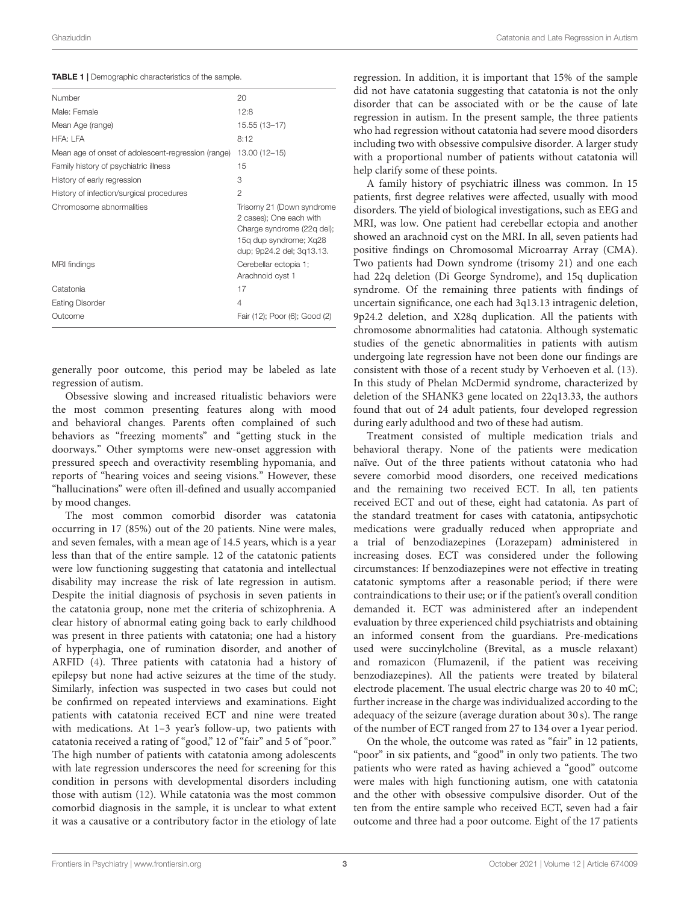**TABLE 1 |** Demographic characteristics of the sample.

| | |
|---|---|
| Number | 20 |
| Male: Female | 12:8 |
| Mean Age (range) | 15.55 (13–17) |
| HFA: LFA | 8:12 |
| Mean age of onset of adolescent-regression (range) | 13.00 (12–15) |
| Family history of psychiatric illness | 15 |
| History of early regression | 3 |
| History of infection/surgical procedures | 2 |
| Chromosome abnormalities | Trisomy 21 (Down syndrome 2 cases); One each with Charge syndrome (22q del); 15q dup syndrome; Xq28 dup; 9p24.2 del; 3q13.13. |
| MRI findings | Cerebellar ectopia 1; Arachnoid cyst 1 |
| Catatonia | 17 |
| Eating Disorder | 4 |
| Outcome | Fair (12); Poor (6); Good (2) |

generally poor outcome, this period may be labeled as late regression of autism.

Obsessive slowing and increased ritualistic behaviors were the most common presenting features along with mood and behavioral changes. Parents often complained of such behaviors as "freezing moments" and "getting stuck in the doorways." Other symptoms were new-onset aggression with pressured speech and overactivity resembling hypomania, and reports of "hearing voices and seeing visions." However, these "hallucinations" were often ill-defined and usually accompanied by mood changes.

The most common comorbid disorder was catatonia occurring in 17 (85%) out of the 20 patients. Nine were males, and seven females, with a mean age of 14.5 years, which is a year less than that of the entire sample. 12 of the catatonic patients were low functioning suggesting that catatonia and intellectual disability may increase the risk of late regression in autism. Despite the initial diagnosis of psychosis in seven patients in the catatonia group, none met the criteria of schizophrenia. A clear history of abnormal eating going back to early childhood was present in three patients with catatonia; one had a history of hyperphagia, one of rumination disorder, and another of ARFID (4). Three patients with catatonia had a history of epilepsy but none had active seizures at the time of the study. Similarly, infection was suspected in two cases but could not be confirmed on repeated interviews and examinations. Eight patients with catatonia received ECT and nine were treated with medications. At 1–3 year's follow-up, two patients with catatonia received a rating of "good," 12 of "fair" and 5 of "poor." The high number of patients with catatonia among adolescents with late regression underscores the need for screening for this condition in persons with developmental disorders including those with autism (12). While catatonia was the most common comorbid diagnosis in the sample, it is unclear to what extent it was a causative or a contributory factor in the etiology of late regression. In addition, it is important that 15% of the sample did not have catatonia suggesting that catatonia is not the only disorder that can be associated with or be the cause of late regression in autism. In the present sample, the three patients who had regression without catatonia had severe mood disorders including two with obsessive compulsive disorder. A larger study with a proportional number of patients without catatonia will help clarify some of these points.

A family history of psychiatric illness was common. In 15 patients, first degree relatives were affected, usually with mood disorders. The yield of biological investigations, such as EEG and MRI, was low. One patient had cerebellar ectopia and another showed an arachnoid cyst on the MRI. In all, seven patients had positive findings on Chromosomal Microarray Array (CMA). Two patients had Down syndrome (trisomy 21) and one each had 22q deletion (Di George Syndrome), and 15q duplication syndrome. Of the remaining three patients with findings of uncertain significance, one each had 3q13.13 intragenic deletion, 9p24.2 deletion, and X28q duplication. All the patients with chromosome abnormalities had catatonia. Although systematic studies of the genetic abnormalities in patients with autism undergoing late regression have not been done our findings are consistent with those of a recent study by Verhoeven et al. (13). In this study of Phelan McDermid syndrome, characterized by deletion of the SHANK3 gene located on 22q13.33, the authors found that out of 24 adult patients, four developed regression during early adulthood and two of these had autism.

Treatment consisted of multiple medication trials and behavioral therapy. None of the patients were medication naïve. Out of the three patients without catatonia who had severe comorbid mood disorders, one received medications and the remaining two received ECT. In all, ten patients received ECT and out of these, eight had catatonia. As part of the standard treatment for cases with catatonia, antipsychotic medications were gradually reduced when appropriate and a trial of benzodiazepines (Lorazepam) administered in increasing doses. ECT was considered under the following circumstances: If benzodiazepines were not effective in treating catatonic symptoms after a reasonable period; if there were contraindications to their use; or if the patient's overall condition demanded it. ECT was administered after an independent evaluation by three experienced child psychiatrists and obtaining an informed consent from the guardians. Pre-medications used were succinylcholine (Brevital, as a muscle relaxant) and romazicon (Flumazenil, if the patient was receiving benzodiazepines). All the patients were treated by bilateral electrode placement. The usual electric charge was 20 to 40 mC; further increase in the charge was individualized according to the adequacy of the seizure (average duration about 30 s). The range of the number of ECT ranged from 27 to 134 over a 1year period.

On the whole, the outcome was rated as "fair" in 12 patients, "poor" in six patients, and "good" in only two patients. The two patients who were rated as having achieved a "good" outcome were males with high functioning autism, one with catatonia and the other with obsessive compulsive disorder. Out of the ten from the entire sample who received ECT, seven had a fair outcome and three had a poor outcome. Eight of the 17 patients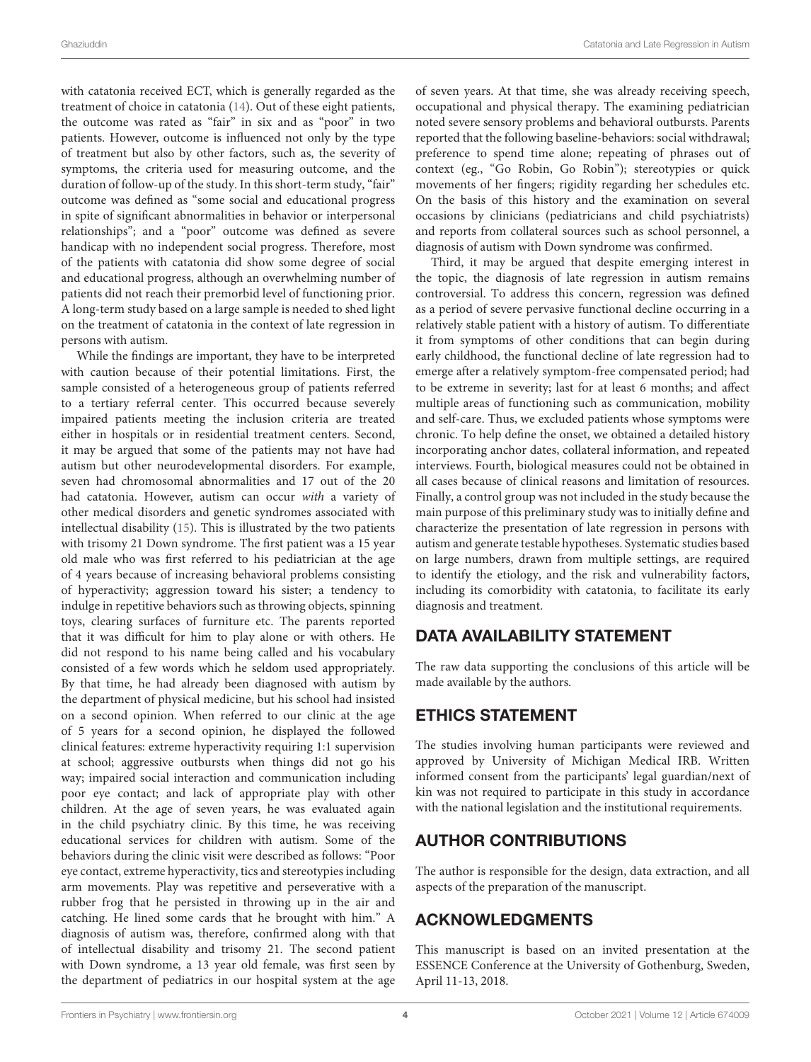with catatonia received ECT, which is generally regarded as the treatment of choice in catatonia (14). Out of these eight patients, the outcome was rated as "fair" in six and as "poor" in two patients. However, outcome is influenced not only by the type of treatment but also by other factors, such as, the severity of symptoms, the criteria used for measuring outcome, and the duration of follow-up of the study. In this short-term study, "fair" outcome was defined as "some social and educational progress in spite of significant abnormalities in behavior or interpersonal relationships"; and a "poor" outcome was defined as severe handicap with no independent social progress. Therefore, most of the patients with catatonia did show some degree of social and educational progress, although an overwhelming number of patients did not reach their premorbid level of functioning prior. A long-term study based on a large sample is needed to shed light on the treatment of catatonia in the context of late regression in persons with autism.

While the findings are important, they have to be interpreted with caution because of their potential limitations. First, the sample consisted of a heterogeneous group of patients referred to a tertiary referral center. This occurred because severely impaired patients meeting the inclusion criteria are treated either in hospitals or in residential treatment centers. Second, it may be argued that some of the patients may not have had autism but other neurodevelopmental disorders. For example, seven had chromosomal abnormalities and 17 out of the 20 had catatonia. However, autism can occur *with* a variety of other medical disorders and genetic syndromes associated with intellectual disability (15). This is illustrated by the two patients with trisomy 21 Down syndrome. The first patient was a 15 year old male who was first referred to his pediatrician at the age of 4 years because of increasing behavioral problems consisting of hyperactivity; aggression toward his sister; a tendency to indulge in repetitive behaviors such as throwing objects, spinning toys, clearing surfaces of furniture etc. The parents reported that it was difficult for him to play alone or with others. He did not respond to his name being called and his vocabulary consisted of a few words which he seldom used appropriately. By that time, he had already been diagnosed with autism by the department of physical medicine, but his school had insisted on a second opinion. When referred to our clinic at the age of 5 years for a second opinion, he displayed the followed clinical features: extreme hyperactivity requiring 1:1 supervision at school; aggressive outbursts when things did not go his way; impaired social interaction and communication including poor eye contact; and lack of appropriate play with other children. At the age of seven years, he was evaluated again in the child psychiatry clinic. By this time, he was receiving educational services for children with autism. Some of the behaviors during the clinic visit were described as follows: "Poor eye contact, extreme hyperactivity, tics and stereotypies including arm movements. Play was repetitive and perseverative with a rubber frog that he persisted in throwing up in the air and catching. He lined some cards that he brought with him." A diagnosis of autism was, therefore, confirmed along with that of intellectual disability and trisomy 21. The second patient with Down syndrome, a 13 year old female, was first seen by the department of pediatrics in our hospital system at the age of seven years. At that time, she was already receiving speech, occupational and physical therapy. The examining pediatrician noted severe sensory problems and behavioral outbursts. Parents reported that the following baseline-behaviors: social withdrawal; preference to spend time alone; repeating of phrases out of context (eg., "Go Robin, Go Robin"); stereotypies or quick movements of her fingers; rigidity regarding her schedules etc. On the basis of this history and the examination on several occasions by clinicians (pediatricians and child psychiatrists) and reports from collateral sources such as school personnel, a diagnosis of autism with Down syndrome was confirmed.

Third, it may be argued that despite emerging interest in the topic, the diagnosis of late regression in autism remains controversial. To address this concern, regression was defined as a period of severe pervasive functional decline occurring in a relatively stable patient with a history of autism. To differentiate it from symptoms of other conditions that can begin during early childhood, the functional decline of late regression had to emerge after a relatively symptom-free compensated period; had to be extreme in severity; last for at least 6 months; and affect multiple areas of functioning such as communication, mobility and self-care. Thus, we excluded patients whose symptoms were chronic. To help define the onset, we obtained a detailed history incorporating anchor dates, collateral information, and repeated interviews. Fourth, biological measures could not be obtained in all cases because of clinical reasons and limitation of resources. Finally, a control group was not included in the study because the main purpose of this preliminary study was to initially define and characterize the presentation of late regression in persons with autism and generate testable hypotheses. Systematic studies based on large numbers, drawn from multiple settings, are required to identify the etiology, and the risk and vulnerability factors, including its comorbidity with catatonia, to facilitate its early diagnosis and treatment.

## DATA AVAILABILITY STATEMENT

The raw data supporting the conclusions of this article will be made available by the authors.

## ETHICS STATEMENT

The studies involving human participants were reviewed and approved by University of Michigan Medical IRB. Written informed consent from the participants' legal guardian/next of kin was not required to participate in this study in accordance with the national legislation and the institutional requirements.

## AUTHOR CONTRIBUTIONS

The author is responsible for the design, data extraction, and all aspects of the preparation of the manuscript.

## ACKNOWLEDGMENTS

This manuscript is based on an invited presentation at the ESSENCE Conference at the University of Gothenburg, Sweden, April 11-13, 2018.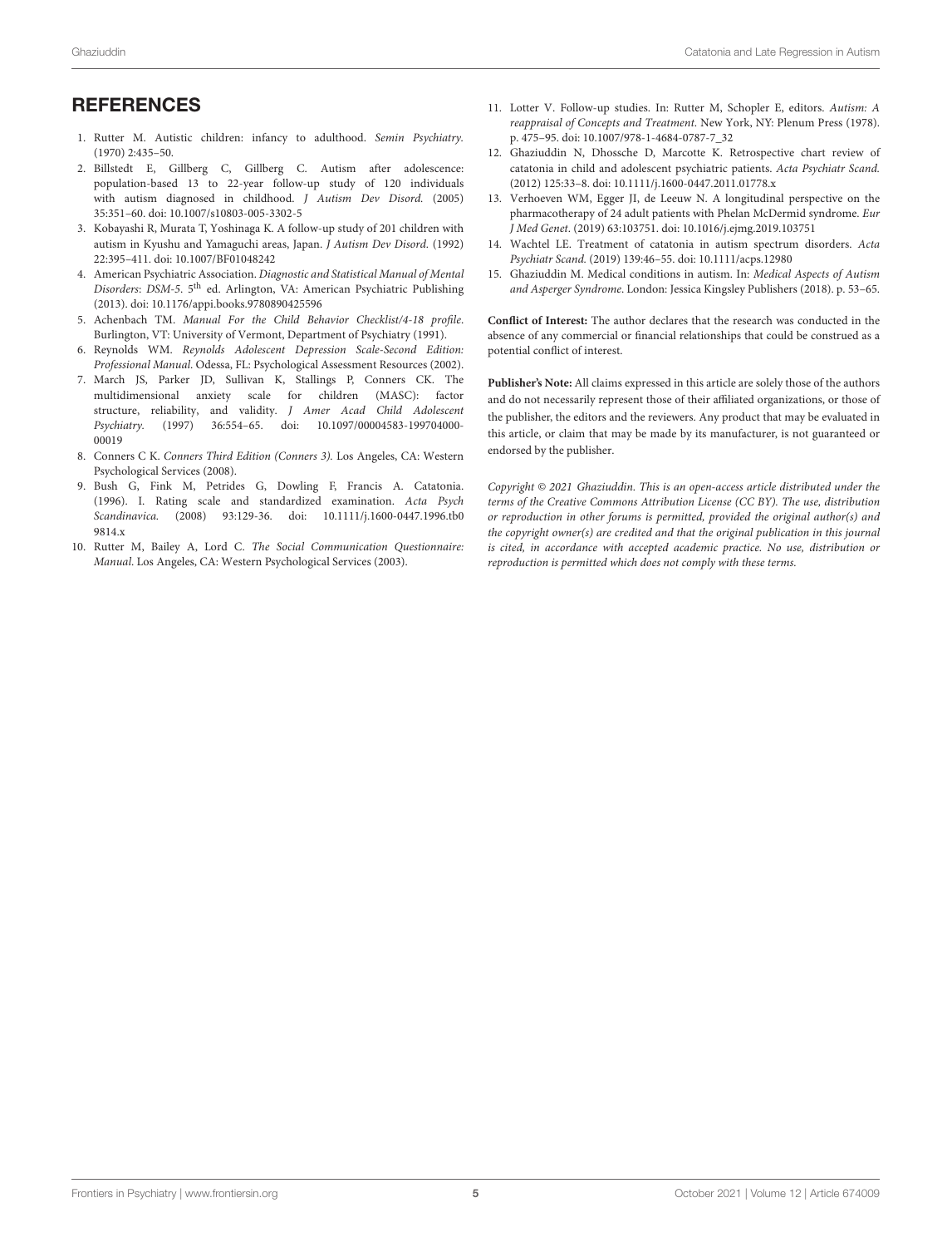## REFERENCES

1. Rutter M. Autistic children: infancy to adulthood. *Semin Psychiatry.* (1970) 2:435–50.
2. Billstedt E, Gillberg C, Gillberg C. Autism after adolescence: population-based 13 to 22-year follow-up study of 120 individuals with autism diagnosed in childhood. *J Autism Dev Disord.* (2005) 35:351–60. doi: 10.1007/s10803-005-3302-5
3. Kobayashi R, Murata T, Yoshinaga K. A follow-up study of 201 children with autism in Kyushu and Yamaguchi areas, Japan. *J Autism Dev Disord.* (1992) 22:395–411. doi: 10.1007/BF01048242
4. American Psychiatric Association. *Diagnostic and Statistical Manual of Mental Disorders: DSM-5.* 5th ed. Arlington, VA: American Psychiatric Publishing (2013). doi: 10.1176/appi.books.9780890425596
5. Achenbach TM. *Manual For the Child Behavior Checklist/4-18 profile.* Burlington, VT: University of Vermont, Department of Psychiatry (1991).
6. Reynolds WM. *Reynolds Adolescent Depression Scale-Second Edition: Professional Manual.* Odessa, FL: Psychological Assessment Resources (2002).
7. March JS, Parker JD, Sullivan K, Stallings P, Conners CK. The multidimensional anxiety scale for children (MASC): factor structure, reliability, and validity. *J Amer Acad Child Adolescent Psychiatry.* (1997) 36:554–65. doi: 10.1097/00004583-199704000-00019
8. Conners C K. *Conners Third Edition (Conners 3).* Los Angeles, CA: Western Psychological Services (2008).
9. Bush G, Fink M, Petrides G, Dowling F, Francis A. Catatonia. (1996). I. Rating scale and standardized examination. *Acta Psych Scandinavica.* (2008) 93:129-36. doi: 10.1111/j.1600-0447.1996.tb09814.x
10. Rutter M, Bailey A, Lord C. *The Social Communication Questionnaire: Manual.* Los Angeles, CA: Western Psychological Services (2003).
11. Lotter V. Follow-up studies. In: Rutter M, Schopler E, editors. *Autism: A reappraisal of Concepts and Treatment.* New York, NY: Plenum Press (1978). p. 475–95. doi: 10.1007/978-1-4684-0787-7_32
12. Ghaziuddin N, Dhossche D, Marcotte K. Retrospective chart review of catatonia in child and adolescent psychiatric patients. *Acta Psychiatr Scand.* (2012) 125:33–8. doi: 10.1111/j.1600-0447.2011.01778.x
13. Verhoeven WM, Egger JI, de Leeuw N. A longitudinal perspective on the pharmacotherapy of 24 adult patients with Phelan McDermid syndrome. *Eur J Med Genet.* (2019) 63:103751. doi: 10.1016/j.ejmg.2019.103751
14. Wachtel LE. Treatment of catatonia in autism spectrum disorders. *Acta Psychiatr Scand.* (2019) 139:46–55. doi: 10.1111/acps.12980
15. Ghaziuddin M. Medical conditions in autism. In: *Medical Aspects of Autism and Asperger Syndrome*. London: Jessica Kingsley Publishers (2018). p. 53–65.

**Conflict of Interest:** The author declares that the research was conducted in the absence of any commercial or financial relationships that could be construed as a potential conflict of interest.

**Publisher's Note:** All claims expressed in this article are solely those of the authors and do not necessarily represent those of their affiliated organizations, or those of the publisher, the editors and the reviewers. Any product that may be evaluated in this article, or claim that may be made by its manufacturer, is not guaranteed or endorsed by the publisher.

*Copyright © 2021 Ghaziuddin. This is an open-access article distributed under the terms of the Creative Commons Attribution License (CC BY). The use, distribution or reproduction in other forums is permitted, provided the original author(s) and the copyright owner(s) are credited and that the original publication in this journal is cited, in accordance with accepted academic practice. No use, distribution or reproduction is permitted which does not comply with these terms.*